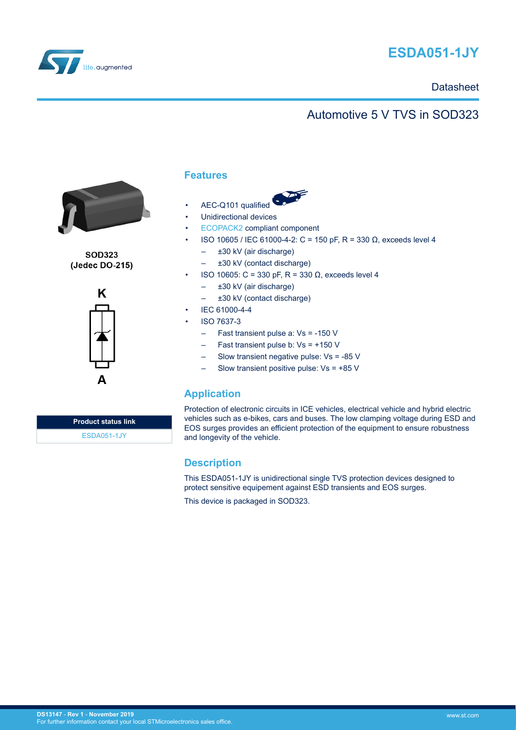# ESDA051-1JY

Datasheet

## Automotive 5 V TVS in SOD323

SOD323
(Jedec DO-215)

K

A

| Product status link |
| --- |
| ESDA051-1JY |

## Features

- AEC-Q101 qualified
- Unidirectional devices
- ECOPACK2 compliant component
- ISO 10605 / IEC 61000-4-2: C = 150 pF, R = 330 Ω, exceeds level 4
  - ±30 kV (air discharge)
  - ±30 kV (contact discharge)
- ISO 10605: C = 330 pF, R = 330 Ω, exceeds level 4
  - ±30 kV (air discharge)
  - ±30 kV (contact discharge)
- IEC 61000-4-4
- ISO 7637-3
  - Fast transient pulse a: Vs = -150 V
  - Fast transient pulse b: Vs = +150 V
  - Slow transient negative pulse: Vs = -85 V
  - Slow transient positive pulse: Vs = +85 V

## Application

Protection of electronic circuits in ICE vehicles, electrical vehicle and hybrid electric vehicles such as e-bikes, cars and buses. The low clamping voltage during ESD and EOS surges provides an efficient protection of the equipment to ensure robustness and longevity of the vehicle.

## Description

This ESDA051-1JY is unidirectional single TVS protection devices designed to protect sensitive equipement against ESD transients and EOS surges.

This device is packaged in SOD323.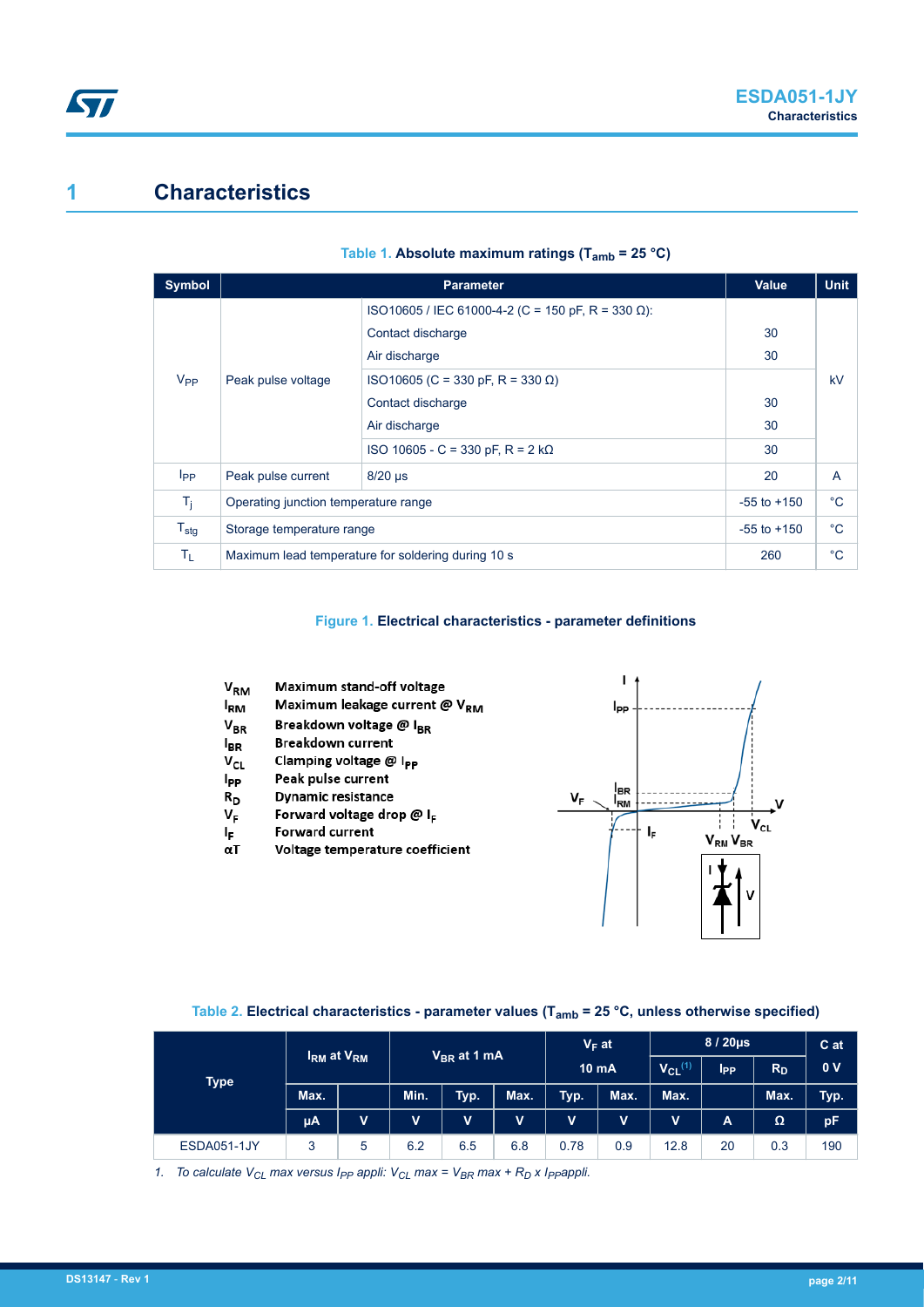# 1 Characteristics

**Table 1. Absolute maximum ratings ($T_{amb}$ = 25 °C)**

| Symbol | Parameter | | Value | Unit |
|---|---|---|---|---|
| $V_{PP}$ | Peak pulse voltage | ISO10605 / IEC 61000-4-2 (C = 150 pF, R = 330 Ω): | | kV |
| | | Contact discharge | 30 | |
| | | Air discharge | 30 | |
| | | ISO10605 (C = 330 pF, R = 330 Ω) | | |
| | | Contact discharge | 30 | |
| | | Air discharge | 30 | |
| | | ISO 10605 - C = 330 pF, R = 2 kΩ | 30 | |
| $I_{PP}$ | Peak pulse current | 8/20 µs | 20 | A |
| $T_j$ | Operating junction temperature range | | -55 to +150 | °C |
| $T_{stg}$ | Storage temperature range | | -55 to +150 | °C |
| $T_L$ | Maximum lead temperature for soldering during 10 s | | 260 | °C |

**Figure 1. Electrical characteristics - parameter definitions**

- $V_{RM}$ Maximum stand-off voltage
- $I_{RM}$ Maximum leakage current @ $V_{RM}$
- $V_{BR}$ Breakdown voltage @ $I_{BR}$
- $I_{BR}$ Breakdown current
- $V_{CL}$ Clamping voltage @ $I_{PP}$
- $I_{PP}$ Peak pulse current
- $R_D$ Dynamic resistance
- $V_F$ Forward voltage drop @ $I_F$
- $I_F$ Forward current
- $\alpha T$ Voltage temperature coefficient

**Table 2. Electrical characteristics - parameter values ($T_{amb}$ = 25 °C, unless otherwise specified)**

| Type | $I_{RM}$ at $V_{RM}$ | | $V_{BR}$ at 1 mA | | | $V_F$ at 10 mA | | 8 / 20µs | | | C at 0 V |
|---|---|---|---|---|---|---|---|---|---|---|---|
| | | | | | | | | $V_{CL}$ (1) | $I_{PP}$ | $R_D$ | |
| | Max. | | Min. | Typ. | Max. | Typ. | Max. | Max. | | Max. | Typ. |
| | µA | V | V | V | V | V | V | V | A | Ω | pF |
| ESDA051-1JY | 3 | 5 | 6.2 | 6.5 | 6.8 | 0.78 | 0.9 | 12.8 | 20 | 0.3 | 190 |

1. *To calculate $V_{CL}$ max versus $I_{PP}$ appli: $V_{CL}$ max = $V_{BR}$ max + $R_D$ x $I_{PP}$appli.*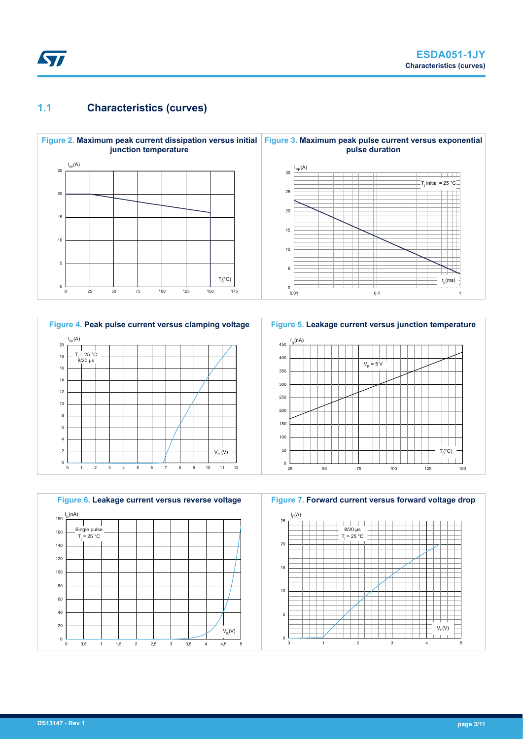## 1.1 Characteristics (curves)

**Figure 2.** Maximum peak current dissipation versus initial junction temperature

**Figure 3.** Maximum peak pulse current versus exponential pulse duration

**Figure 4.** Peak pulse current versus clamping voltage

**Figure 5.** Leakage current versus junction temperature

**Figure 6.** Leakage current versus reverse voltage

**Figure 7.** Forward current versus forward voltage drop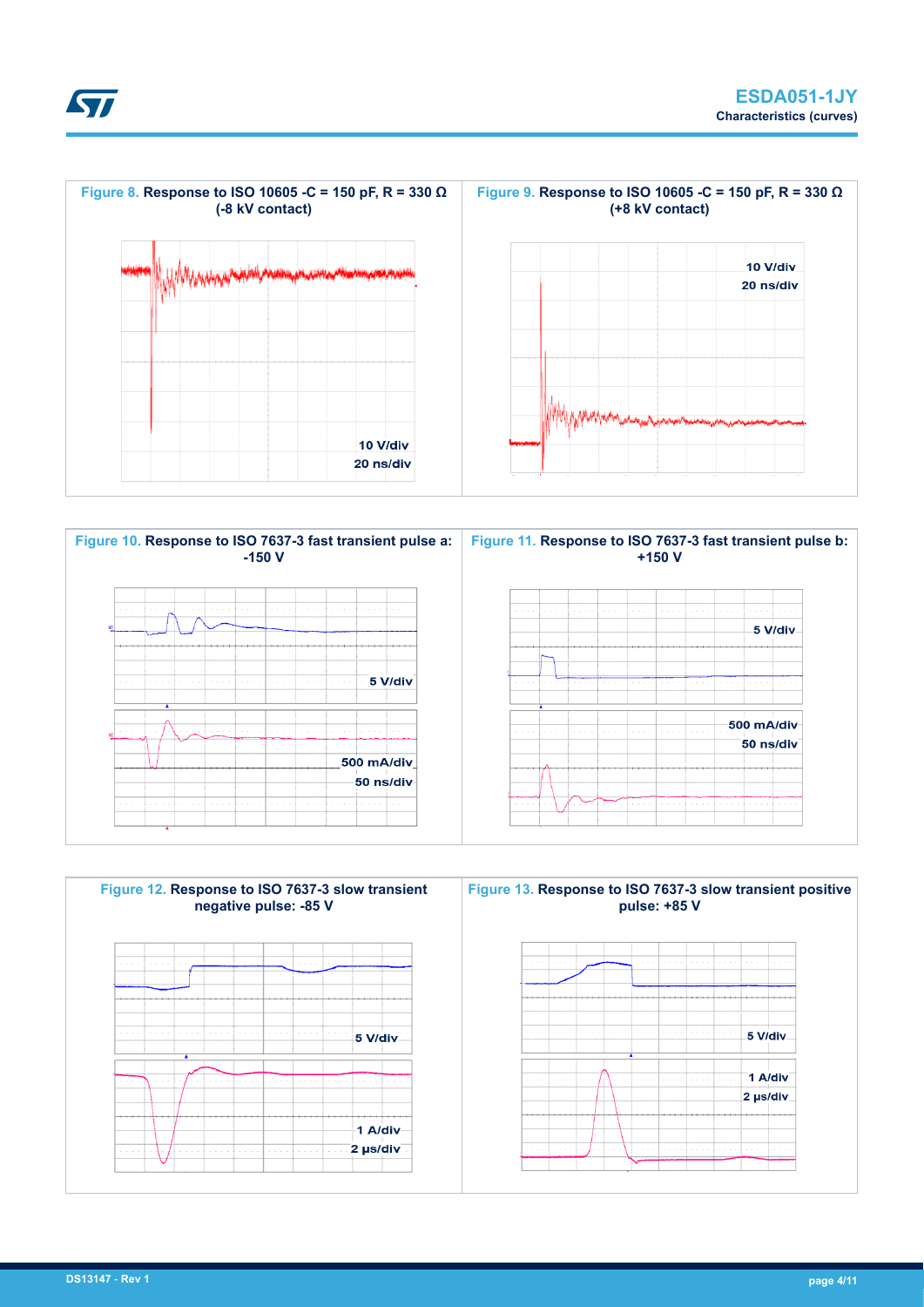**Figure 8.** Response to ISO 10605 -C = 150 pF, R = 330 Ω (-8 kV contact)

10 V/div
20 ns/div

**Figure 9.** Response to ISO 10605 -C = 150 pF, R = 330 Ω (+8 kV contact)

10 V/div
20 ns/div

**Figure 10.** Response to ISO 7637-3 fast transient pulse a: -150 V

5 V/div
500 mA/div
50 ns/div

**Figure 11.** Response to ISO 7637-3 fast transient pulse b: +150 V

5 V/div
500 mA/div
50 ns/div

**Figure 12.** Response to ISO 7637-3 slow transient negative pulse: -85 V

5 V/div
1 A/div
2 µs/div

**Figure 13.** Response to ISO 7637-3 slow transient positive pulse: +85 V

5 V/div
1 A/div
2 µs/div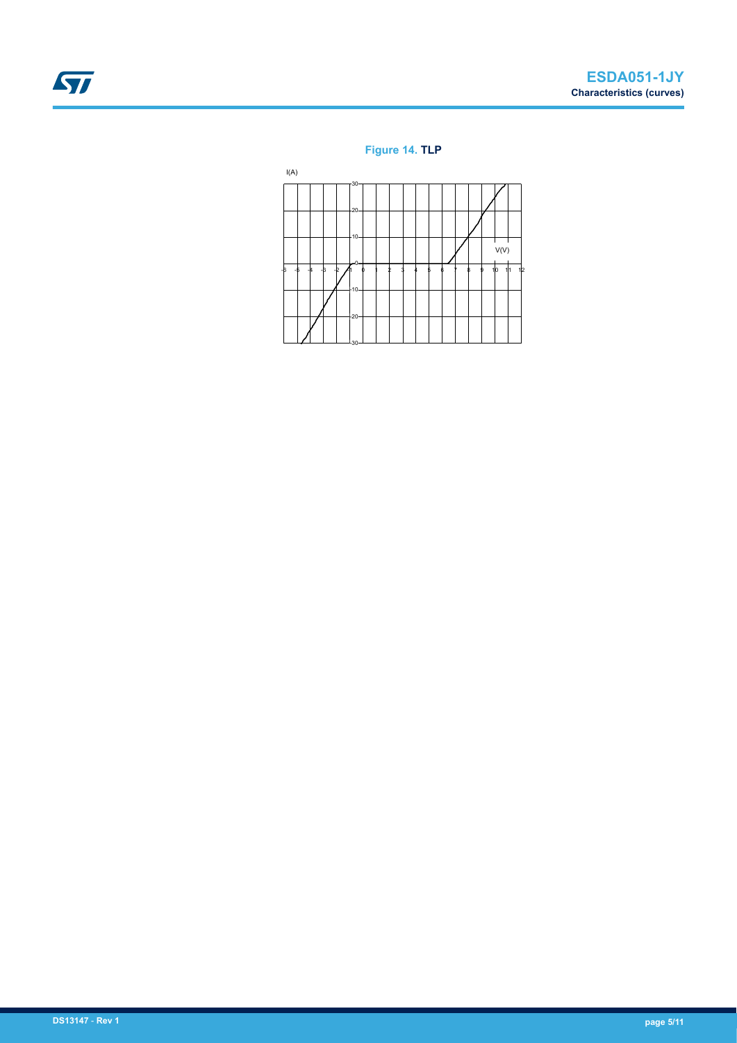**Figure 14. TLP**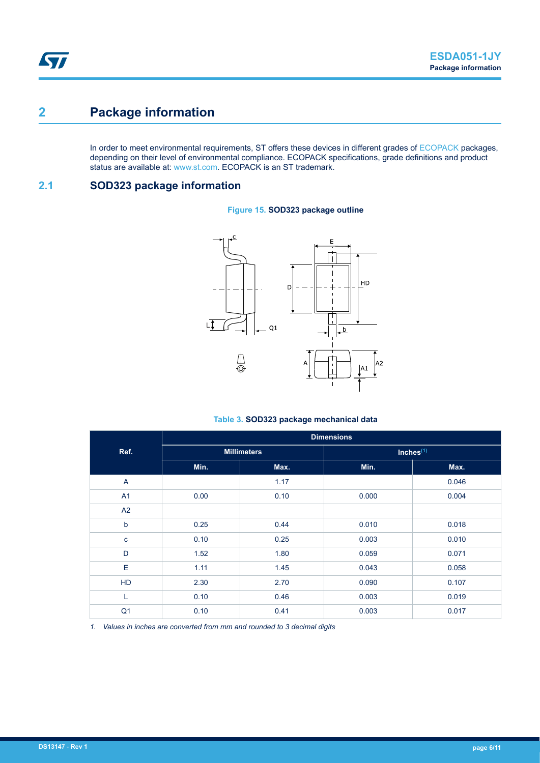# 2 Package information

In order to meet environmental requirements, ST offers these devices in different grades of ECOPACK packages, depending on their level of environmental compliance. ECOPACK specifications, grade definitions and product status are available at: www.st.com. ECOPACK is an ST trademark.

## 2.1 SOD323 package information

**Figure 15. SOD323 package outline**

**Table 3. SOD323 package mechanical data**

| Ref. | Dimensions | | | |
|---|---|---|---|---|
| | Millimeters | | Inches(1) | |
| | Min. | Max. | Min. | Max. |
| A | | 1.17 | | 0.046 |
| A1 | 0.00 | 0.10 | 0.000 | 0.004 |
| A2 | | | | |
| b | 0.25 | 0.44 | 0.010 | 0.018 |
| c | 0.10 | 0.25 | 0.003 | 0.010 |
| D | 1.52 | 1.80 | 0.059 | 0.071 |
| E | 1.11 | 1.45 | 0.043 | 0.058 |
| HD | 2.30 | 2.70 | 0.090 | 0.107 |
| L | 0.10 | 0.46 | 0.003 | 0.019 |
| Q1 | 0.10 | 0.41 | 0.003 | 0.017 |

*1. Values in inches are converted from mm and rounded to 3 decimal digits*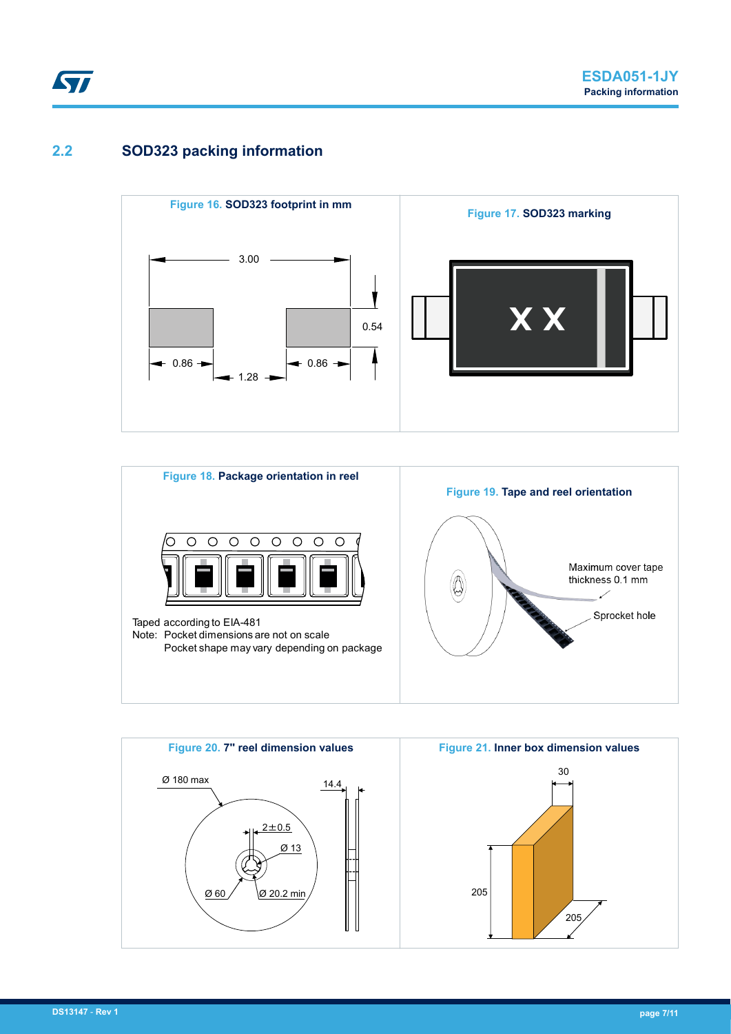## 2.2 SOD323 packing information

**Figure 16. SOD323 footprint in mm**

3.00

0.54

0.86 &nbsp; 1.28 &nbsp; 0.86

**Figure 17. SOD323 marking**

X X

**Figure 18. Package orientation in reel**

Taped according to EIA-481

Note: Pocket dimensions are not on scale

Pocket shape may vary depending on package

**Figure 19. Tape and reel orientation**

Maximum cover tape thickness 0.1 mm

Sprocket hole

**Figure 20. 7" reel dimension values**

Ø 180 max

14.4

2±0.5

Ø 13

Ø 60

Ø 20.2 min

**Figure 21. Inner box dimension values**

30

205

205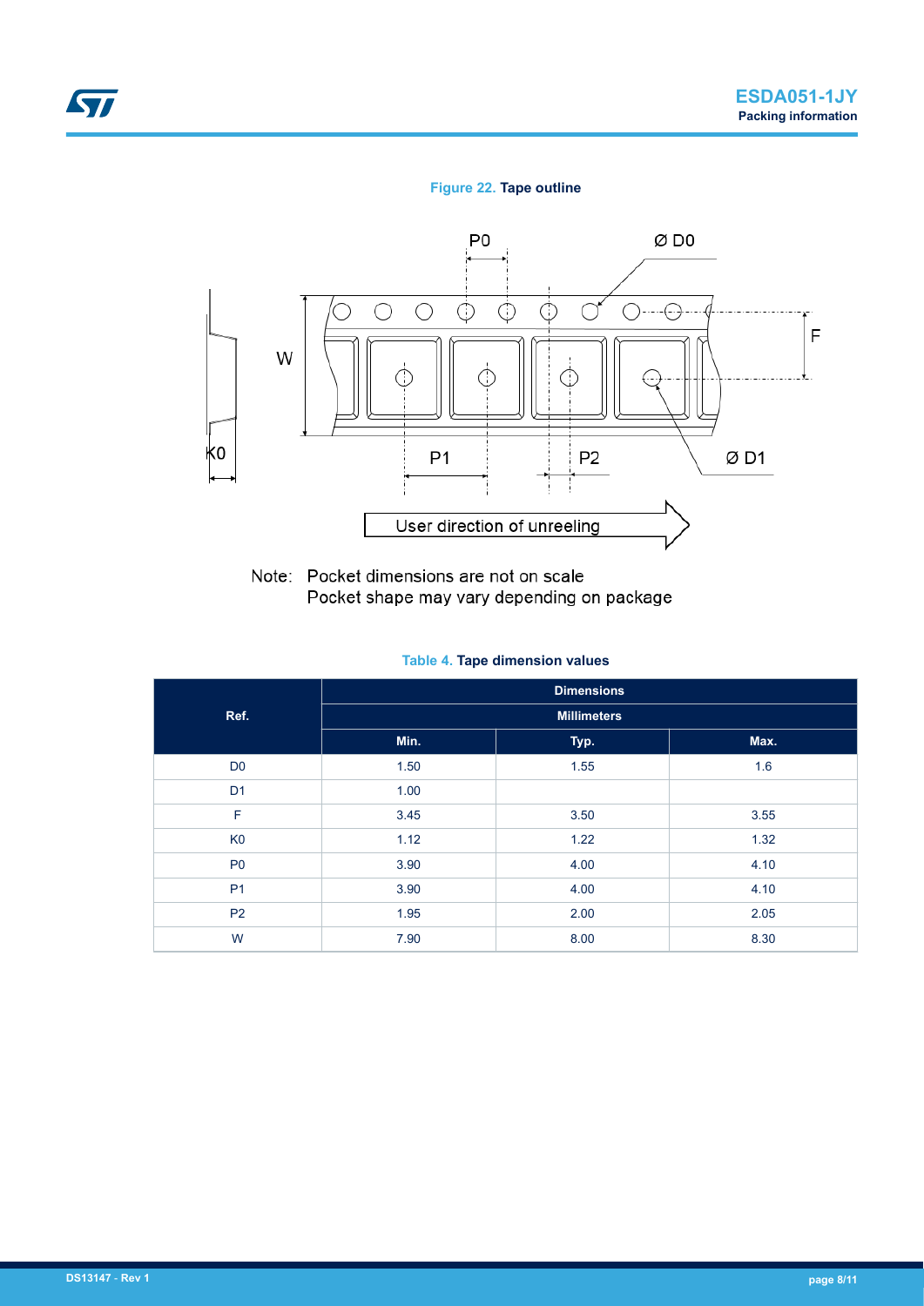**Figure 22.** Tape outline

Note: Pocket dimensions are not on scale
Pocket shape may vary depending on package

**Table 4.** Tape dimension values

| Ref. | Dimensions | | |
|---|---|---|---|
| | Millimeters | | |
| | Min. | Typ. | Max. |
| D0 | 1.50 | 1.55 | 1.6 |
| D1 | 1.00 | | |
| F | 3.45 | 3.50 | 3.55 |
| K0 | 1.12 | 1.22 | 1.32 |
| P0 | 3.90 | 4.00 | 4.10 |
| P1 | 3.90 | 4.00 | 4.10 |
| P2 | 1.95 | 2.00 | 2.05 |
| W | 7.90 | 8.00 | 8.30 |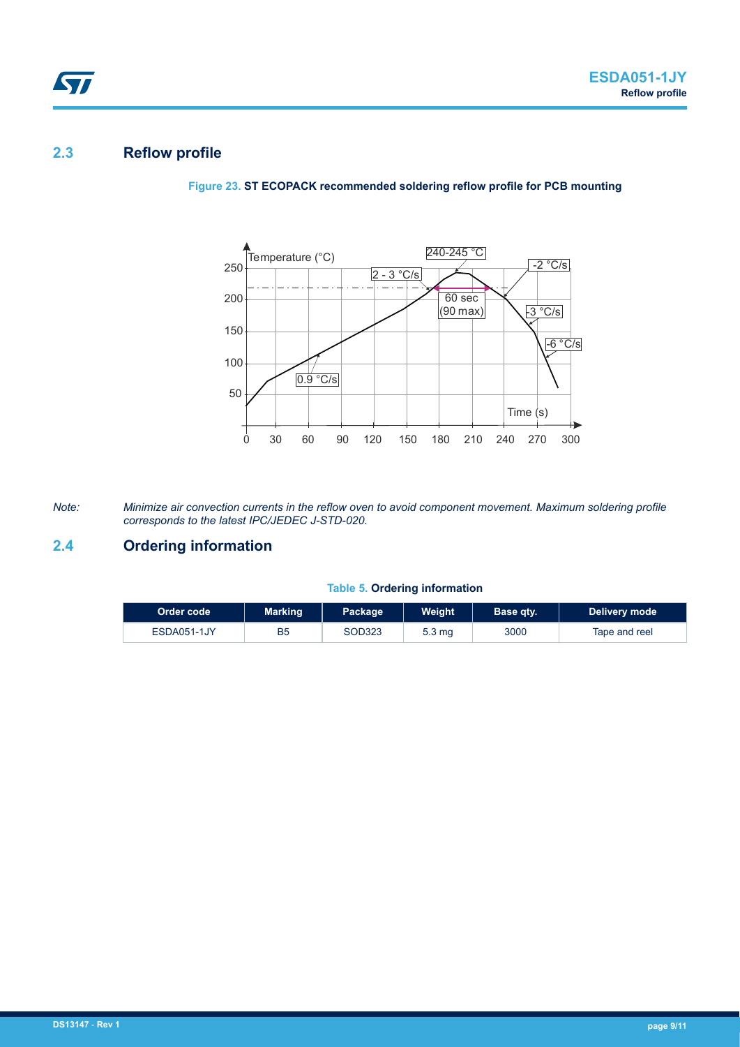## 2.3 Reflow profile

**Figure 23. ST ECOPACK recommended soldering reflow profile for PCB mounting**

*Note: Minimize air convection currents in the reflow oven to avoid component movement. Maximum soldering profile corresponds to the latest IPC/JEDEC J-STD-020.*

## 2.4 Ordering information

**Table 5. Ordering information**

| Order code | Marking | Package | Weight | Base qty. | Delivery mode |
| --- | --- | --- | --- | --- | --- |
| ESDA051-1JY | B5 | SOD323 | 5.3 mg | 3000 | Tape and reel |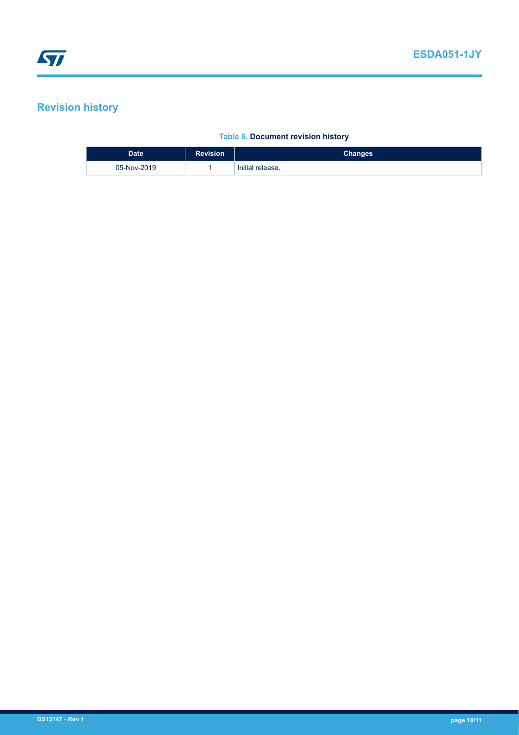## Revision history

**Table 6. Document revision history**

| Date | Revision | Changes |
| --- | --- | --- |
| 05-Nov-2019 | 1 | Initial release. |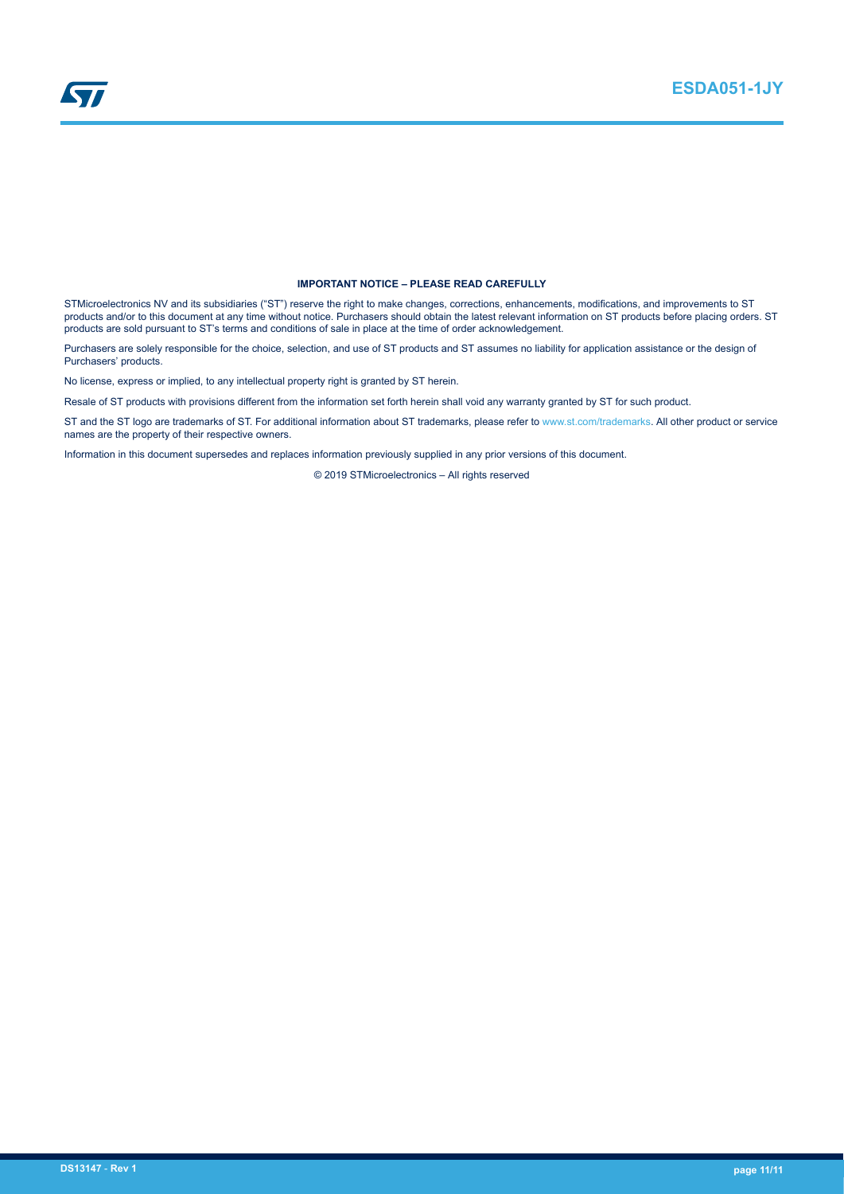**IMPORTANT NOTICE – PLEASE READ CAREFULLY**

STMicroelectronics NV and its subsidiaries ("ST") reserve the right to make changes, corrections, enhancements, modifications, and improvements to ST products and/or to this document at any time without notice. Purchasers should obtain the latest relevant information on ST products before placing orders. ST products are sold pursuant to ST's terms and conditions of sale in place at the time of order acknowledgement.

Purchasers are solely responsible for the choice, selection, and use of ST products and ST assumes no liability for application assistance or the design of Purchasers' products.

No license, express or implied, to any intellectual property right is granted by ST herein.

Resale of ST products with provisions different from the information set forth herein shall void any warranty granted by ST for such product.

ST and the ST logo are trademarks of ST. For additional information about ST trademarks, please refer to www.st.com/trademarks. All other product or service names are the property of their respective owners.

Information in this document supersedes and replaces information previously supplied in any prior versions of this document.

© 2019 STMicroelectronics – All rights reserved